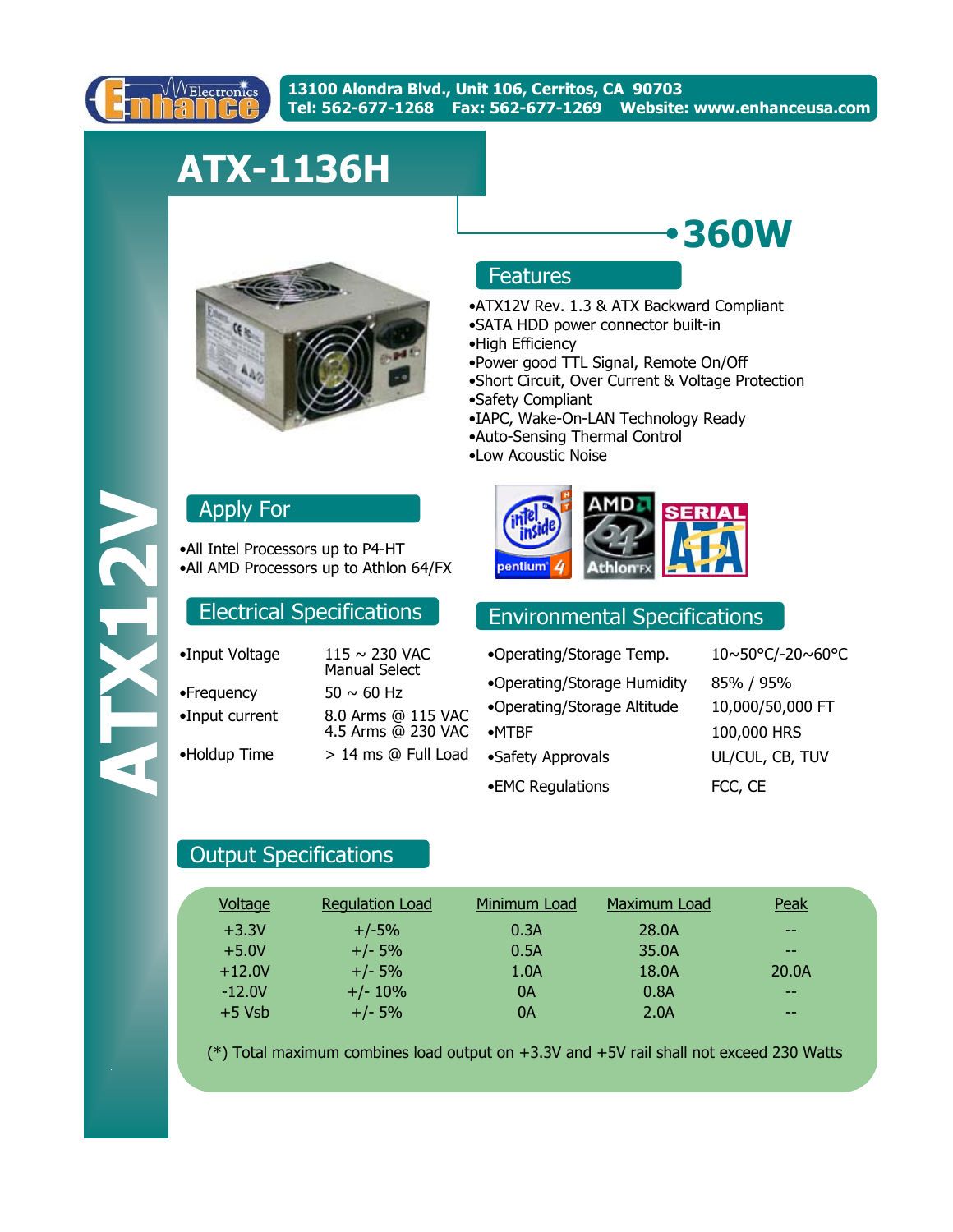Enhance Electronics

13100 Alondra Blvd., Unit 106, Cerritos, CA 90703
Tel: 562-677-1268 Fax: 562-677-1269 Website: www.enhanceusa.com

# ATX-1136H

**ATX12V**

## 360W

## Features

- ATX12V Rev. 1.3 & ATX Backward Compliant
- SATA HDD power connector built-in
- High Efficiency
- Power good TTL Signal, Remote On/Off
- Short Circuit, Over Current & Voltage Protection
- Safety Compliant
- IAPC, Wake-On-LAN Technology Ready
- Auto-Sensing Thermal Control
- Low Acoustic Noise

## Apply For

- All Intel Processors up to P4-HT
- All AMD Processors up to Athlon 64/FX

## Electrical Specifications

| | |
|---|---|
| Input Voltage | 115 ~ 230 VAC Manual Select |
| Frequency | 50 ~ 60 Hz |
| Input current | 8.0 Arms @ 115 VAC<br>4.5 Arms @ 230 VAC |
| Holdup Time | > 14 ms @ Full Load |

## Environmental Specifications

| | |
|---|---|
| Operating/Storage Temp. | 10~50°C/-20~60°C |
| Operating/Storage Humidity | 85% / 95% |
| Operating/Storage Altitude | 10,000/50,000 FT |
| MTBF | 100,000 HRS |
| Safety Approvals | UL/CUL, CB, TUV |
| EMC Regulations | FCC, CE |

## Output Specifications

| Voltage | Regulation Load | Minimum Load | Maximum Load | Peak |
|---|---|---|---|---|
| +3.3V | +/-5% | 0.3A | 28.0A | -- |
| +5.0V | +/- 5% | 0.5A | 35.0A | -- |
| +12.0V | +/- 5% | 1.0A | 18.0A | 20.0A |
| -12.0V | +/- 10% | 0A | 0.8A | -- |
| +5 Vsb | +/- 5% | 0A | 2.0A | -- |

(*) Total maximum combines load output on +3.3V and +5V rail shall not exceed 230 Watts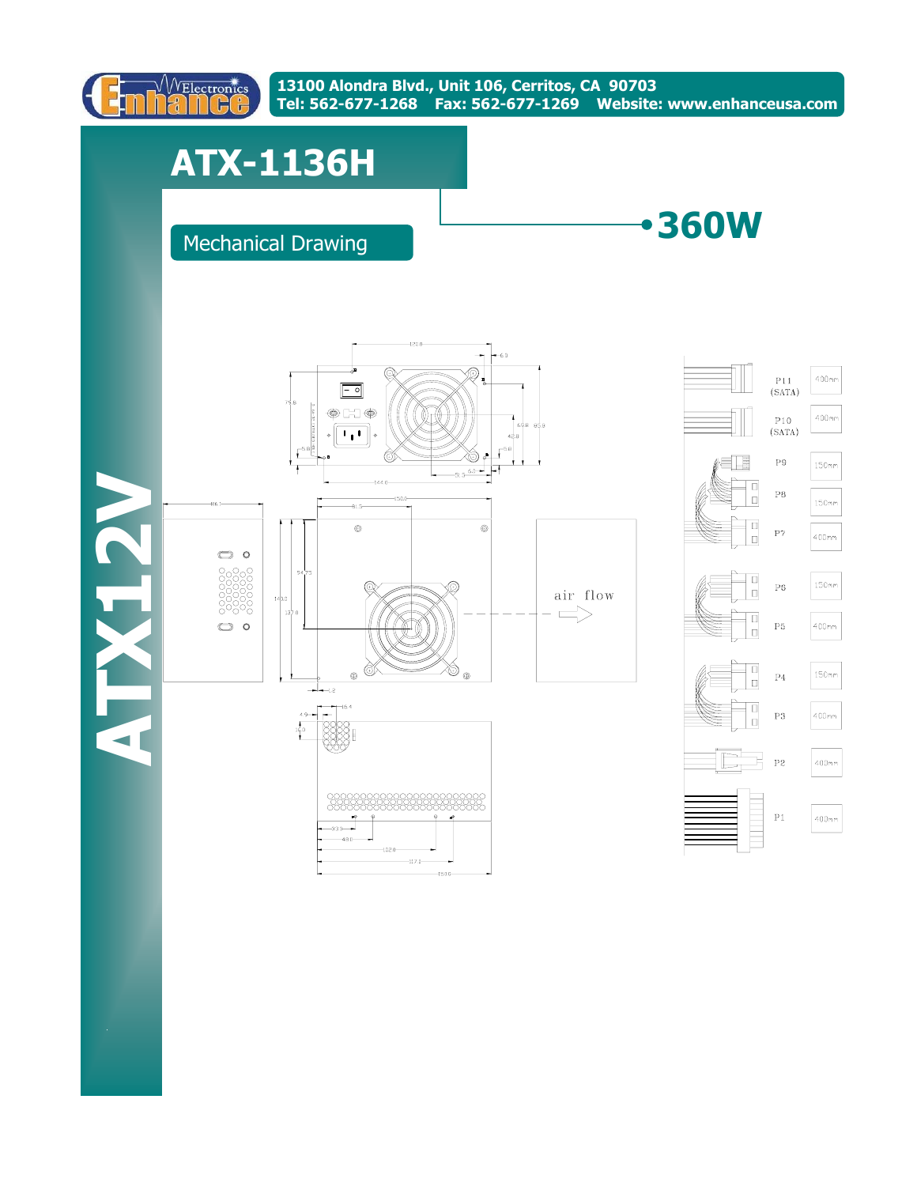13100 Alondra Blvd., Unit 106, Cerritos, CA 90703
Tel: 562-677-1268 Fax: 562-677-1269 Website: www.enhanceusa.com

# ATX-1136H

## 360W

## Mechanical Drawing

ATX12V

air flow

| Connector | Length |
|---|---|
| P11 (SATA) | 400mm |
| P10 (SATA) | 400mm |
| P9 | 150mm |
| P8 | 150mm |
| P7 | 400mm |
| P6 | 150mm |
| P5 | 400mm |
| P4 | 150mm |
| P3 | 400mm |
| P2 | 400mm |
| P1 | 400mm |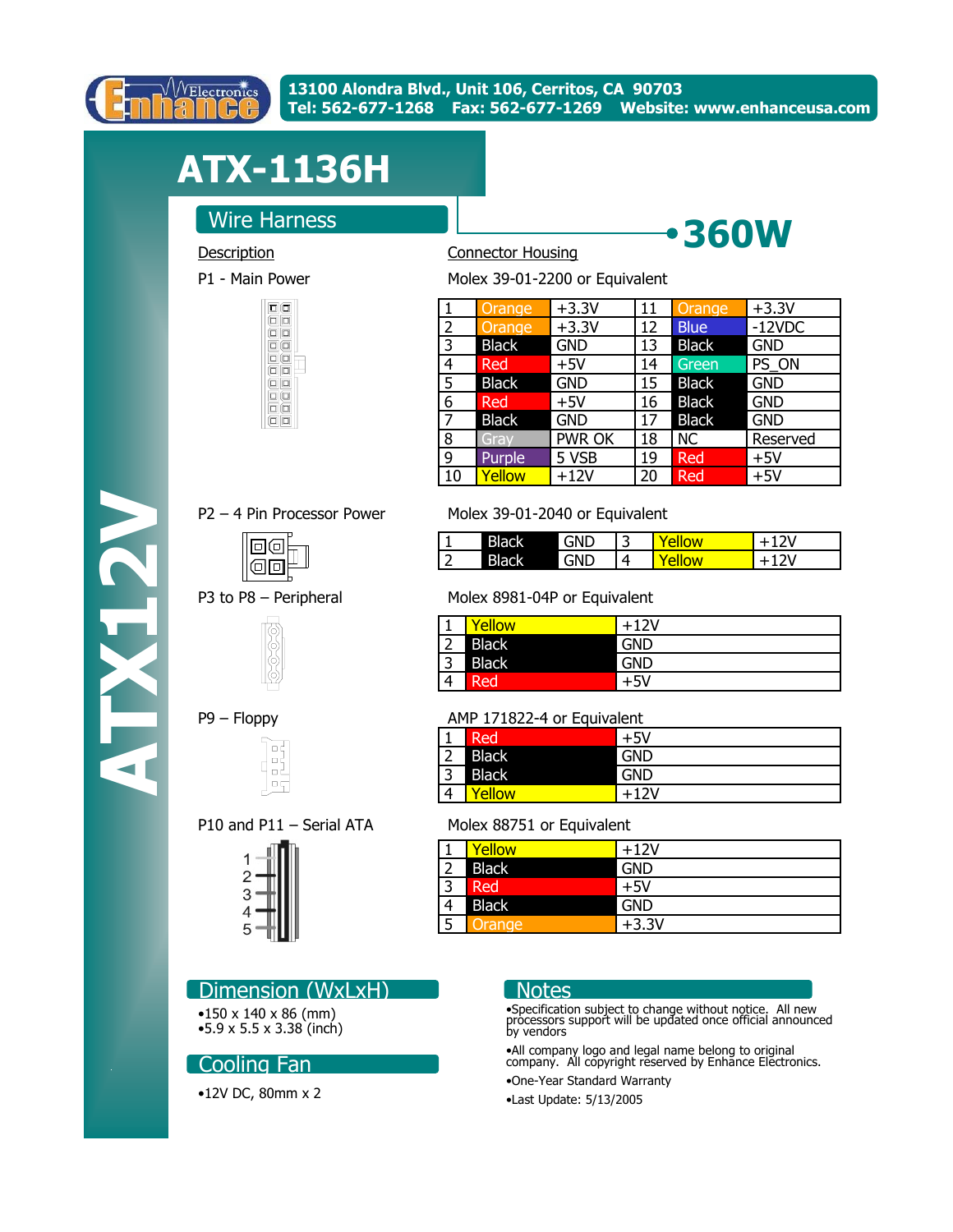**Enhance Electronics**

13100 Alondra Blvd., Unit 106, Cerritos, CA 90703
Tel: 562-677-1268 Fax: 562-677-1269 Website: www.enhanceusa.com

# ATX-1136H

**ATX12V**

## Wire Harness

**360W**

| Description | Connector Housing |
|---|---|
| P1 - Main Power | Molex 39-01-2200 or Equivalent |

| | | | | | |
|---|---|---|---|---|---|
| 1 | Orange | +3.3V | 11 | Orange | +3.3V |
| 2 | Orange | +3.3V | 12 | Blue | -12VDC |
| 3 | Black | GND | 13 | Black | GND |
| 4 | Red | +5V | 14 | Green | PS_ON |
| 5 | Black | GND | 15 | Black | GND |
| 6 | Red | +5V | 16 | Black | GND |
| 7 | Black | GND | 17 | Black | GND |
| 8 | Gray | PWR OK | 18 | NC | Reserved |
| 9 | Purple | 5 VSB | 19 | Red | +5V |
| 10 | Yellow | +12V | 20 | Red | +5V |

P2 – 4 Pin Processor Power — Molex 39-01-2040 or Equivalent

| | | | | | |
|---|---|---|---|---|---|
| 1 | Black | GND | 3 | Yellow | +12V |
| 2 | Black | GND | 4 | Yellow | +12V |

P3 to P8 – Peripheral — Molex 8981-04P or Equivalent

| | | |
|---|---|---|
| 1 | Yellow | +12V |
| 2 | Black | GND |
| 3 | Black | GND |
| 4 | Red | +5V |

P9 – Floppy — AMP 171822-4 or Equivalent

| | | |
|---|---|---|
| 1 | Red | +5V |
| 2 | Black | GND |
| 3 | Black | GND |
| 4 | Yellow | +12V |

P10 and P11 – Serial ATA — Molex 88751 or Equivalent

1
2
3
4
5

| | | |
|---|---|---|
| 1 | Yellow | +12V |
| 2 | Black | GND |
| 3 | Red | +5V |
| 4 | Black | GND |
| 5 | Orange | +3.3V |

## Dimension (WxLxH)

- 150 x 140 x 86 (mm)
- 5.9 x 5.5 x 3.38 (inch)

## Cooling Fan

- 12V DC, 80mm x 2

## Notes

- Specification subject to change without notice. All new processors support will be updated once official announced by vendors
- All company logo and legal name belong to original company. All copyright reserved by Enhance Electronics.
- One-Year Standard Warranty
- Last Update: 5/13/2005